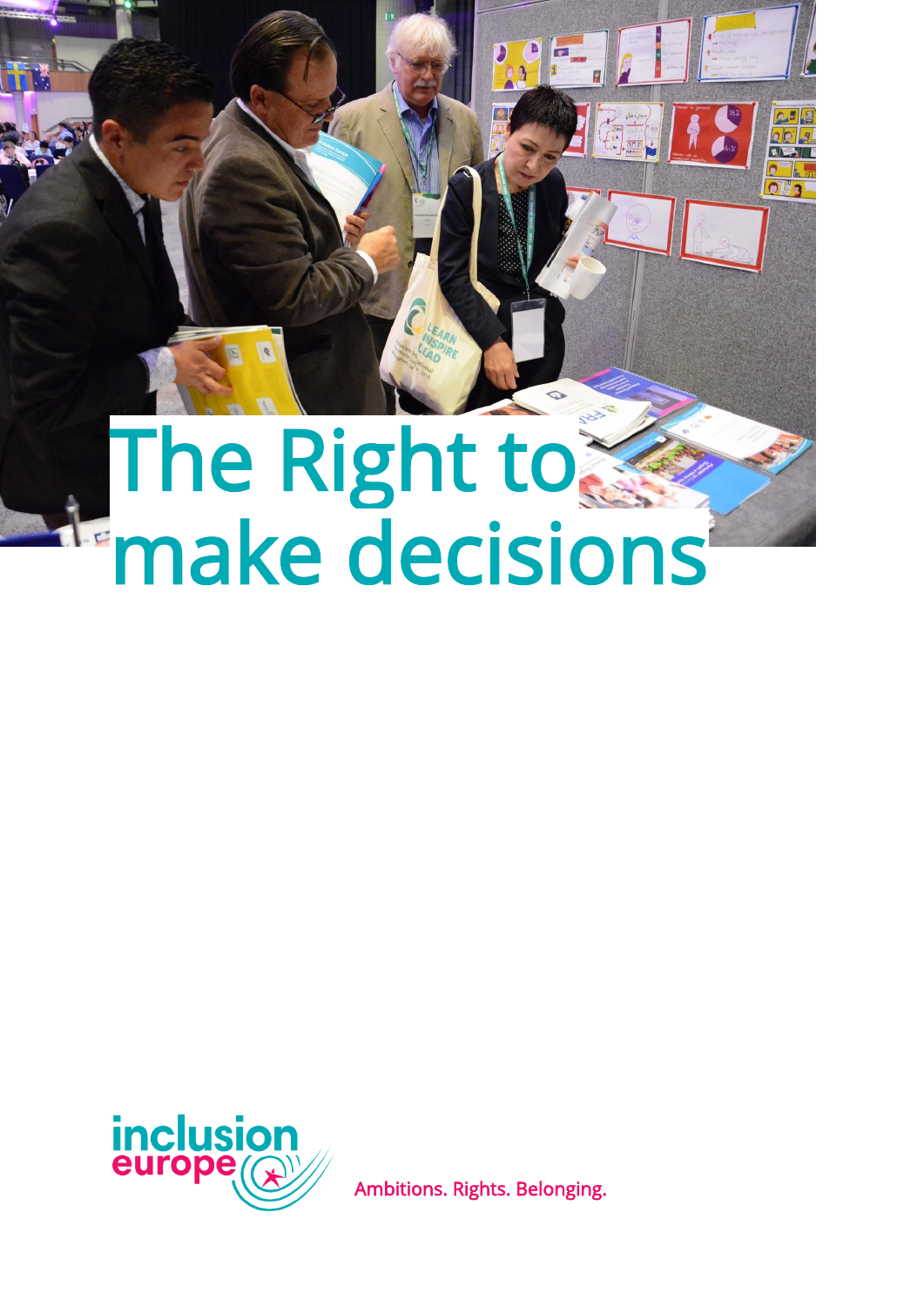# The Right to make decisions

inclusion europe

Ambitions. Rights. Belonging.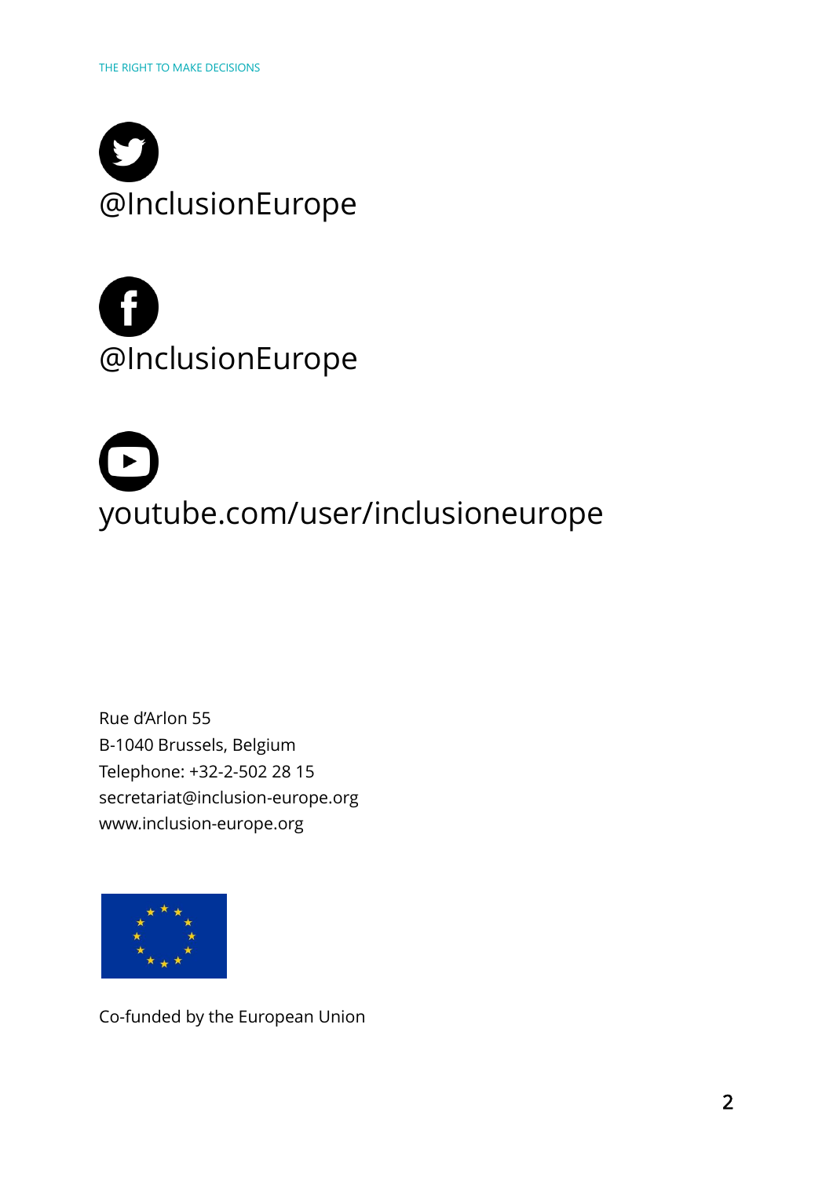@InclusionEurope

@InclusionEurope

youtube.com/user/inclusioneurope

Rue d'Arlon 55
B-1040 Brussels, Belgium
Telephone: +32-2-502 28 15
secretariat@inclusion-europe.org
www.inclusion-europe.org

Co-funded by the European Union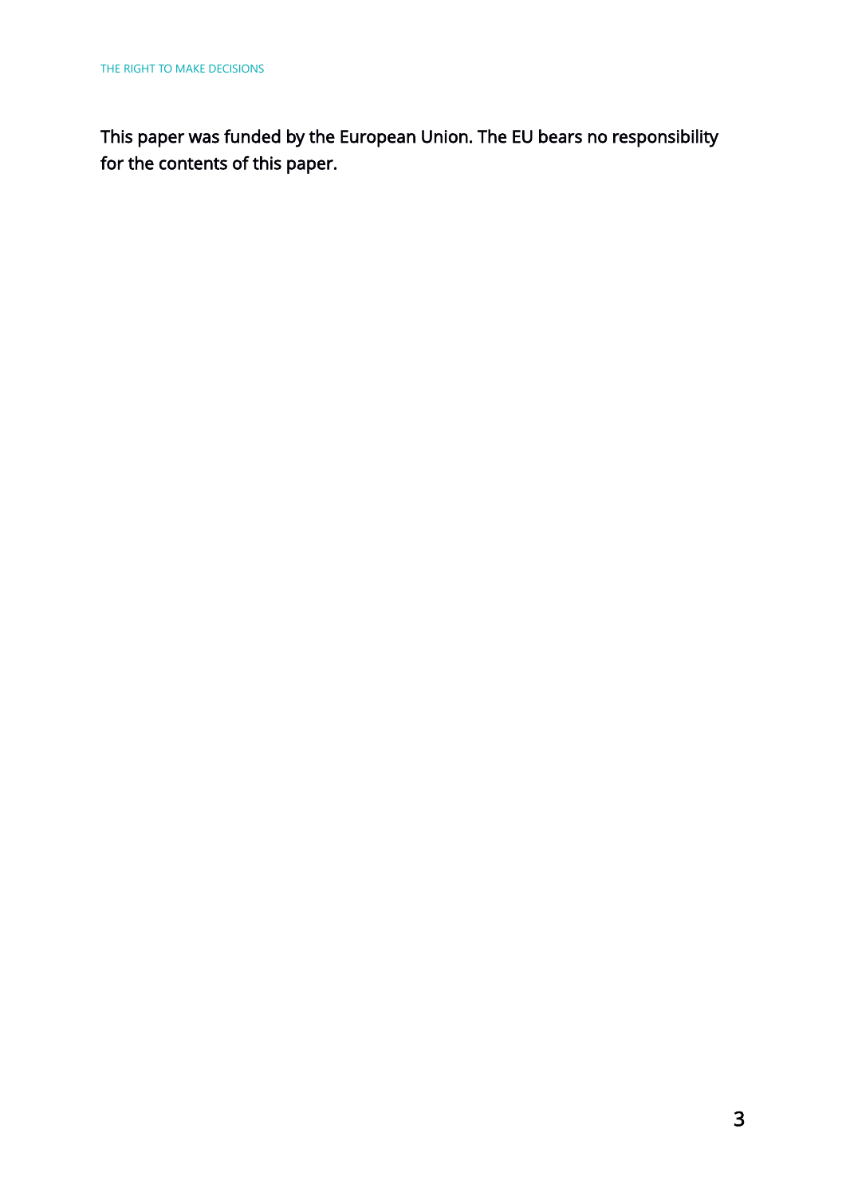This paper was funded by the European Union. The EU bears no responsibility for the contents of this paper.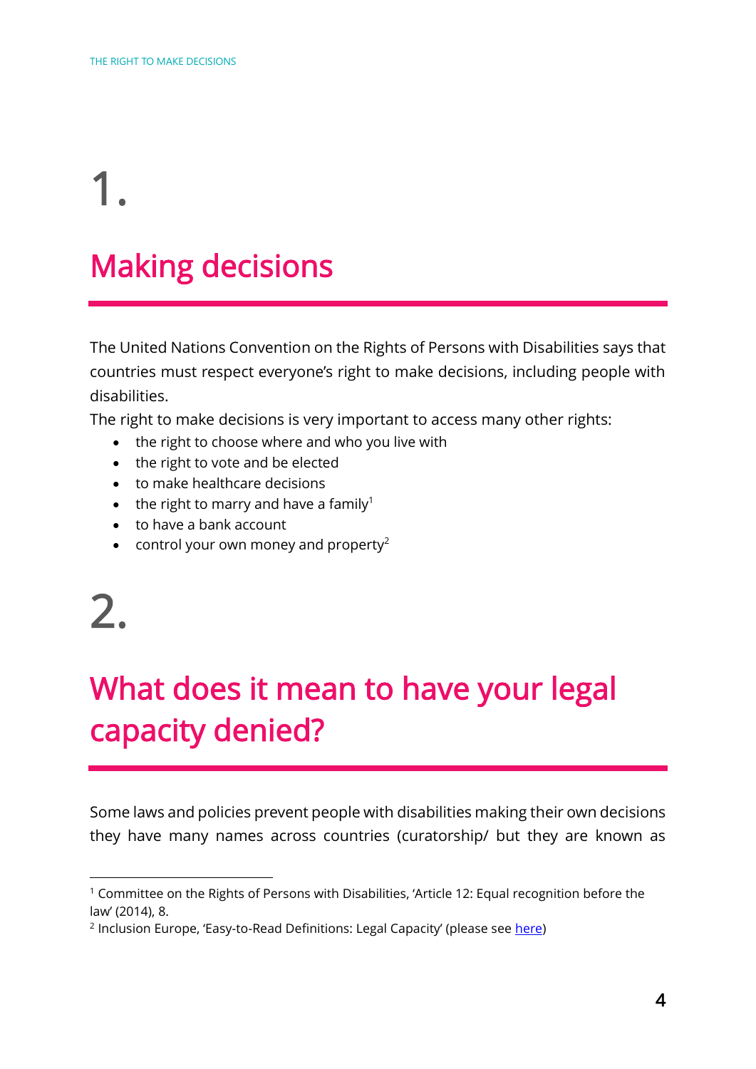# 1.

## Making decisions

The United Nations Convention on the Rights of Persons with Disabilities says that countries must respect everyone's right to make decisions, including people with disabilities.

The right to make decisions is very important to access many other rights:

- the right to choose where and who you live with
- the right to vote and be elected
- to make healthcare decisions
- the right to marry and have a family[1]
- to have a bank account
- control your own money and property[2]

# 2.

## What does it mean to have your legal capacity denied?

Some laws and policies prevent people with disabilities making their own decisions they have many names across countries (curatorship/ but they are known as

[1] Committee on the Rights of Persons with Disabilities, 'Article 12: Equal recognition before the law' (2014), 8.

[2] Inclusion Europe, 'Easy-to-Read Definitions: Legal Capacity' (please see here)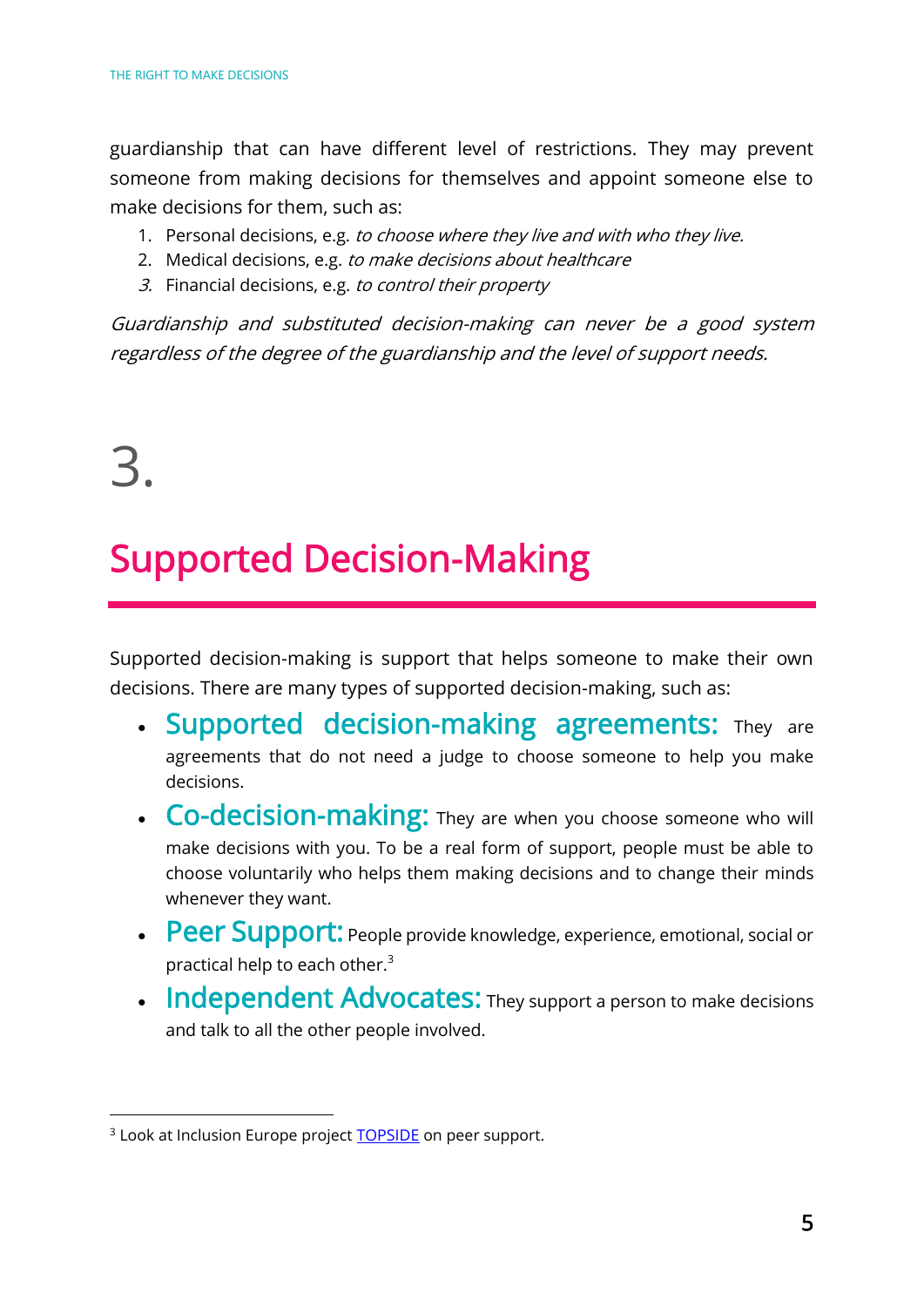guardianship that can have different level of restrictions. They may prevent someone from making decisions for themselves and appoint someone else to make decisions for them, such as:

1. Personal decisions, e.g. *to choose where they live and with who they live.*
2. Medical decisions, e.g. *to make decisions about healthcare*
3. Financial decisions, e.g. *to control their property*

*Guardianship and substituted decision-making can never be a good system regardless of the degree of the guardianship and the level of support needs.*

# 3.

# Supported Decision-Making

Supported decision-making is support that helps someone to make their own decisions. There are many types of supported decision-making, such as:

- **Supported decision-making agreements:** They are agreements that do not need a judge to choose someone to help you make decisions.
- **Co-decision-making:** They are when you choose someone who will make decisions with you. To be a real form of support, people must be able to choose voluntarily who helps them making decisions and to change their minds whenever they want.
- **Peer Support:** People provide knowledge, experience, emotional, social or practical help to each other.[3]
- **Independent Advocates:** They support a person to make decisions and talk to all the other people involved.

[3] Look at Inclusion Europe project TOPSIDE on peer support.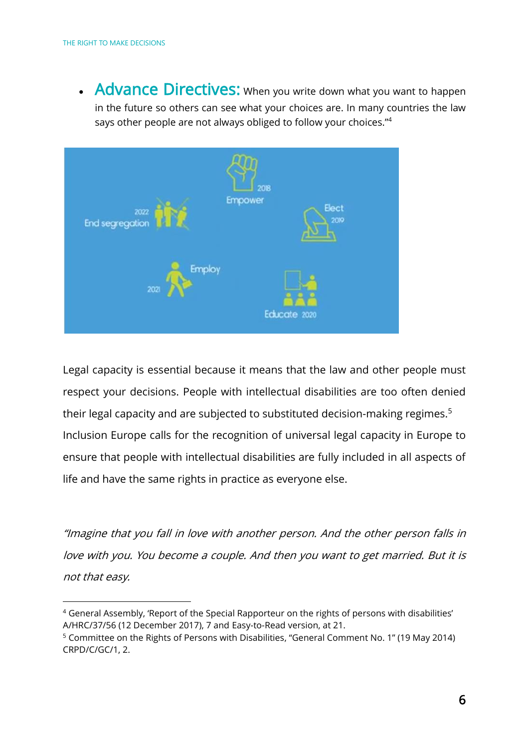- **Advance Directives:** When you write down what you want to happen in the future so others can see what your choices are. In many countries the law says other people are not always obliged to follow your choices."[4]

Legal capacity is essential because it means that the law and other people must respect your decisions. People with intellectual disabilities are too often denied their legal capacity and are subjected to substituted decision-making regimes.[5] Inclusion Europe calls for the recognition of universal legal capacity in Europe to ensure that people with intellectual disabilities are fully included in all aspects of life and have the same rights in practice as everyone else.

*"Imagine that you fall in love with another person. And the other person falls in love with you. You become a couple. And then you want to get married. But it is not that easy.*

---

[4] General Assembly, 'Report of the Special Rapporteur on the rights of persons with disabilities' A/HRC/37/56 (12 December 2017), 7 and Easy-to-Read version, at 21.

[5] Committee on the Rights of Persons with Disabilities, "General Comment No. 1" (19 May 2014) CRPD/C/GC/1, 2.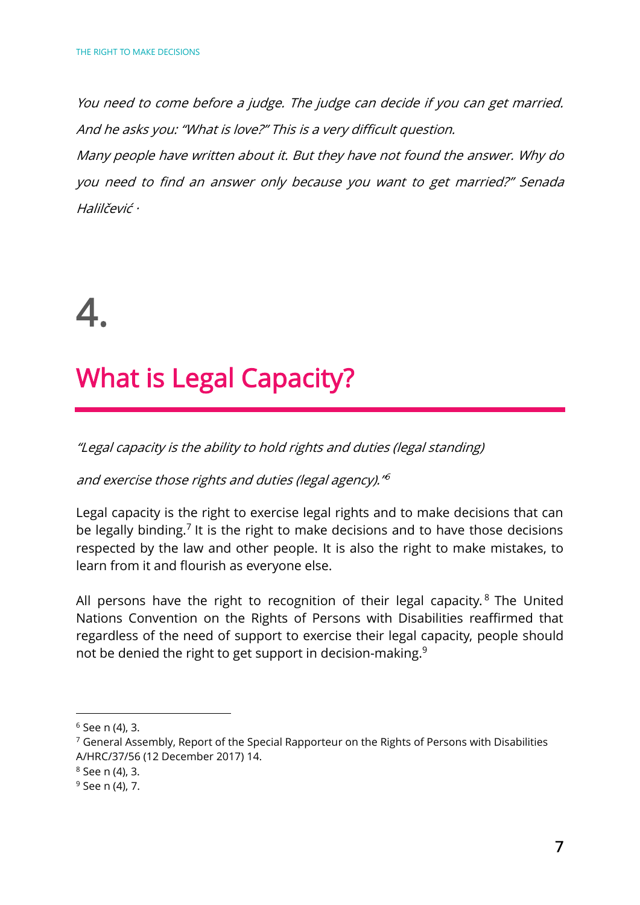*You need to come before a judge. The judge can decide if you can get married. And he asks you: "What is love?" This is a very difficult question.*

*Many people have written about it. But they have not found the answer. Why do you need to find an answer only because you want to get married?" Senada Halilčević ·*

# 4.

# What is Legal Capacity?

*"Legal capacity is the ability to hold rights and duties (legal standing)*

*and exercise those rights and duties (legal agency)."*[6]

Legal capacity is the right to exercise legal rights and to make decisions that can be legally binding.[7] It is the right to make decisions and to have those decisions respected by the law and other people. It is also the right to make mistakes, to learn from it and flourish as everyone else.

All persons have the right to recognition of their legal capacity.[8] The United Nations Convention on the Rights of Persons with Disabilities reaffirmed that regardless of the need of support to exercise their legal capacity, people should not be denied the right to get support in decision-making.[9]

---

[6] See n (4), 3.

[7] General Assembly, Report of the Special Rapporteur on the Rights of Persons with Disabilities A/HRC/37/56 (12 December 2017) 14.

[8] See n (4), 3.

[9] See n (4), 7.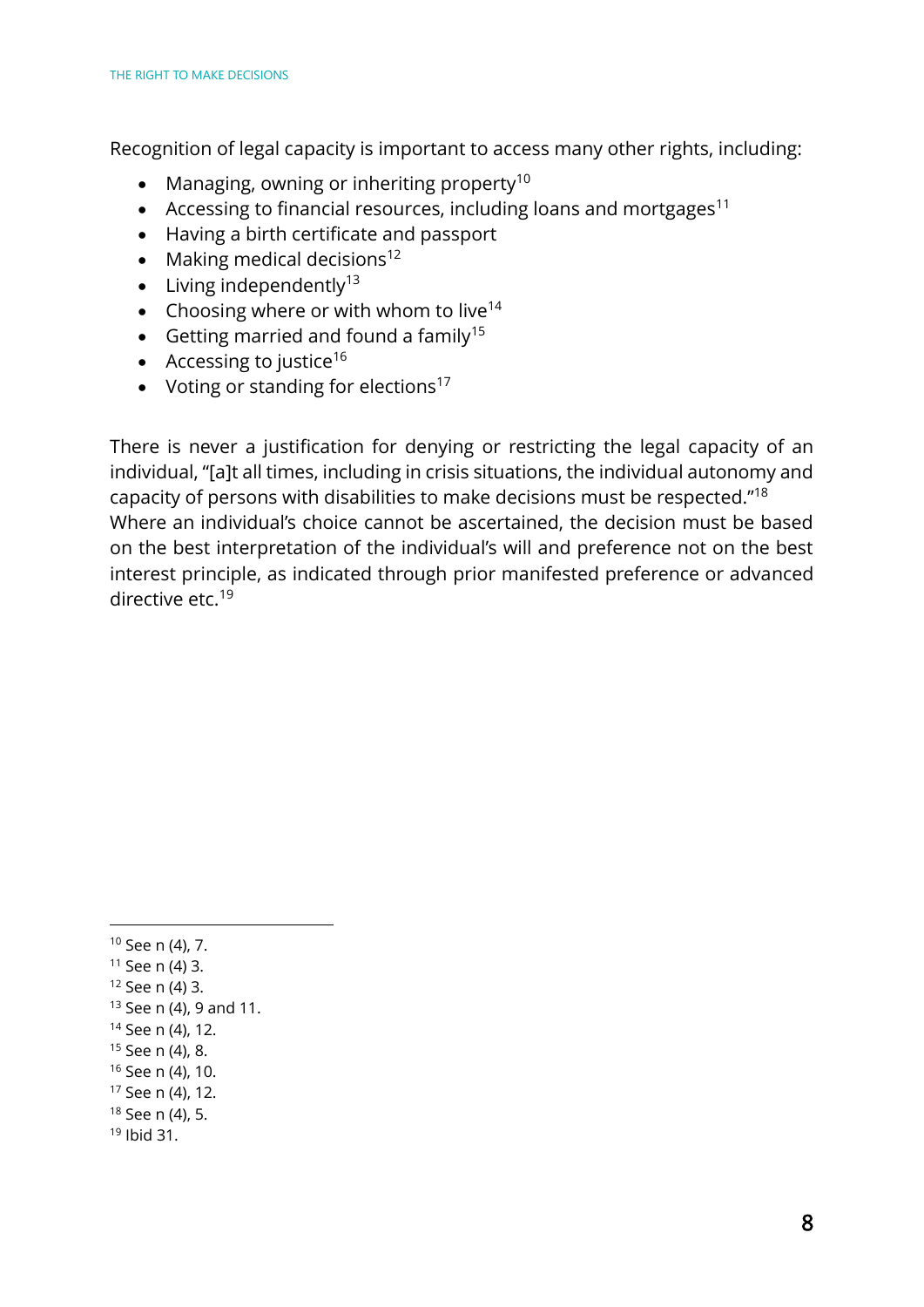Recognition of legal capacity is important to access many other rights, including:

- Managing, owning or inheriting property[10]
- Accessing to financial resources, including loans and mortgages[11]
- Having a birth certificate and passport
- Making medical decisions[12]
- Living independently[13]
- Choosing where or with whom to live[14]
- Getting married and found a family[15]
- Accessing to justice[16]
- Voting or standing for elections[17]

There is never a justification for denying or restricting the legal capacity of an individual, "[a]t all times, including in crisis situations, the individual autonomy and capacity of persons with disabilities to make decisions must be respected."[18]
Where an individual's choice cannot be ascertained, the decision must be based on the best interpretation of the individual's will and preference not on the best interest principle, as indicated through prior manifested preference or advanced directive etc.[19]

[10] See n (4), 7.
[11] See n (4) 3.
[12] See n (4) 3.
[13] See n (4), 9 and 11.
[14] See n (4), 12.
[15] See n (4), 8.
[16] See n (4), 10.
[17] See n (4), 12.
[18] See n (4), 5.
[19] Ibid 31.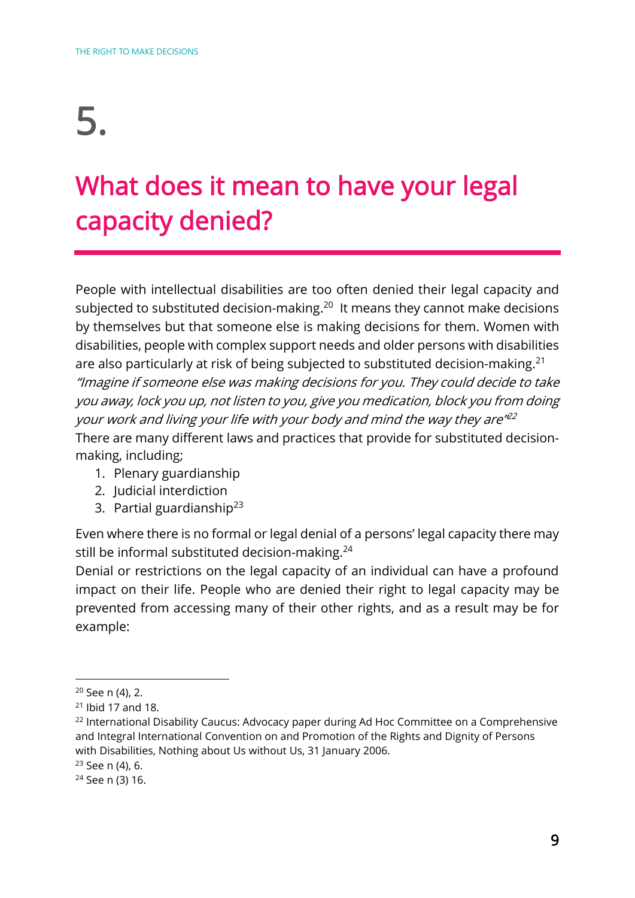# 5.

## What does it mean to have your legal capacity denied?

People with intellectual disabilities are too often denied their legal capacity and subjected to substituted decision-making.[20] It means they cannot make decisions by themselves but that someone else is making decisions for them. Women with disabilities, people with complex support needs and older persons with disabilities are also particularly at risk of being subjected to substituted decision-making.[21]

*"Imagine if someone else was making decisions for you. They could decide to take you away, lock you up, not listen to you, give you medication, block you from doing your work and living your life with your body and mind the way they are"*[22]

There are many different laws and practices that provide for substituted decision-making, including;

1. Plenary guardianship
2. Judicial interdiction
3. Partial guardianship[23]

Even where there is no formal or legal denial of a persons' legal capacity there may still be informal substituted decision-making.[24]

Denial or restrictions on the legal capacity of an individual can have a profound impact on their life. People who are denied their right to legal capacity may be prevented from accessing many of their other rights, and as a result may be for example:

---

[20] See n (4), 2.

[21] Ibid 17 and 18.

[22] International Disability Caucus: Advocacy paper during Ad Hoc Committee on a Comprehensive and Integral International Convention on and Promotion of the Rights and Dignity of Persons with Disabilities, Nothing about Us without Us, 31 January 2006.

[23] See n (4), 6.

[24] See n (3) 16.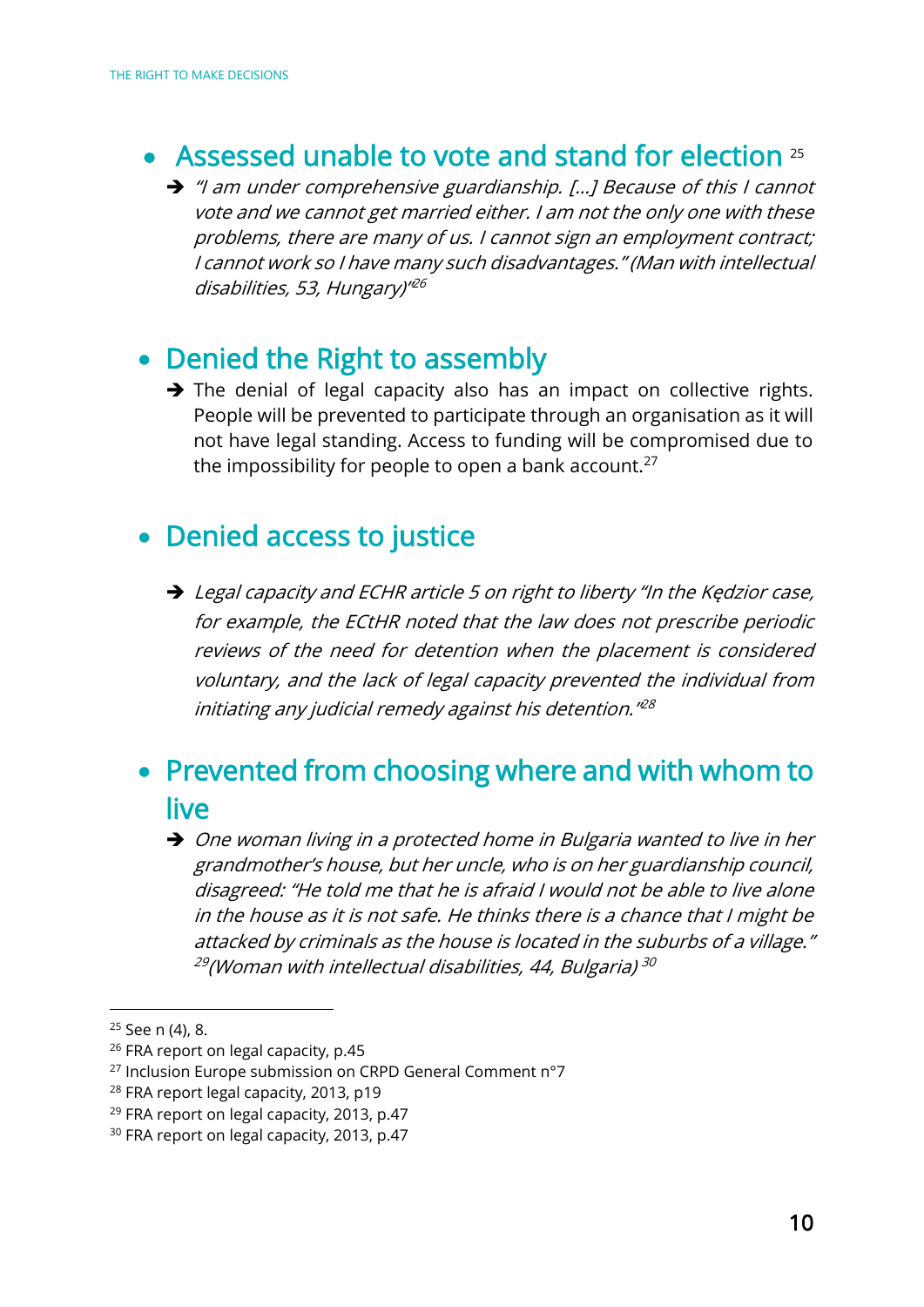- ## Assessed unable to vote and stand for election [25]

  - ➔ *"I am under comprehensive guardianship. […] Because of this I cannot vote and we cannot get married either. I am not the only one with these problems, there are many of us. I cannot sign an employment contract; I cannot work so I have many such disadvantages." (Man with intellectual disabilities, 53, Hungary)"[26]*

- ## Denied the Right to assembly

  - ➔ The denial of legal capacity also has an impact on collective rights. People will be prevented to participate through an organisation as it will not have legal standing. Access to funding will be compromised due to the impossibility for people to open a bank account.[27]

- ## Denied access to justice

  - ➔ *Legal capacity and ECHR article 5 on right to liberty "In the Kędzior case, for example, the ECtHR noted that the law does not prescribe periodic reviews of the need for detention when the placement is considered voluntary, and the lack of legal capacity prevented the individual from initiating any judicial remedy against his detention."[28]*

- ## Prevented from choosing where and with whom to live

  - ➔ *One woman living in a protected home in Bulgaria wanted to live in her grandmother's house, but her uncle, who is on her guardianship council, disagreed: "He told me that he is afraid I would not be able to live alone in the house as it is not safe. He thinks there is a chance that I might be attacked by criminals as the house is located in the suburbs of a village."[29](Woman with intellectual disabilities, 44, Bulgaria)[30]*

---

[25] See n (4), 8.

[26] FRA report on legal capacity, p.45

[27] Inclusion Europe submission on CRPD General Comment n°7

[28] FRA report legal capacity, 2013, p19

[29] FRA report on legal capacity, 2013, p.47

[30] FRA report on legal capacity, 2013, p.47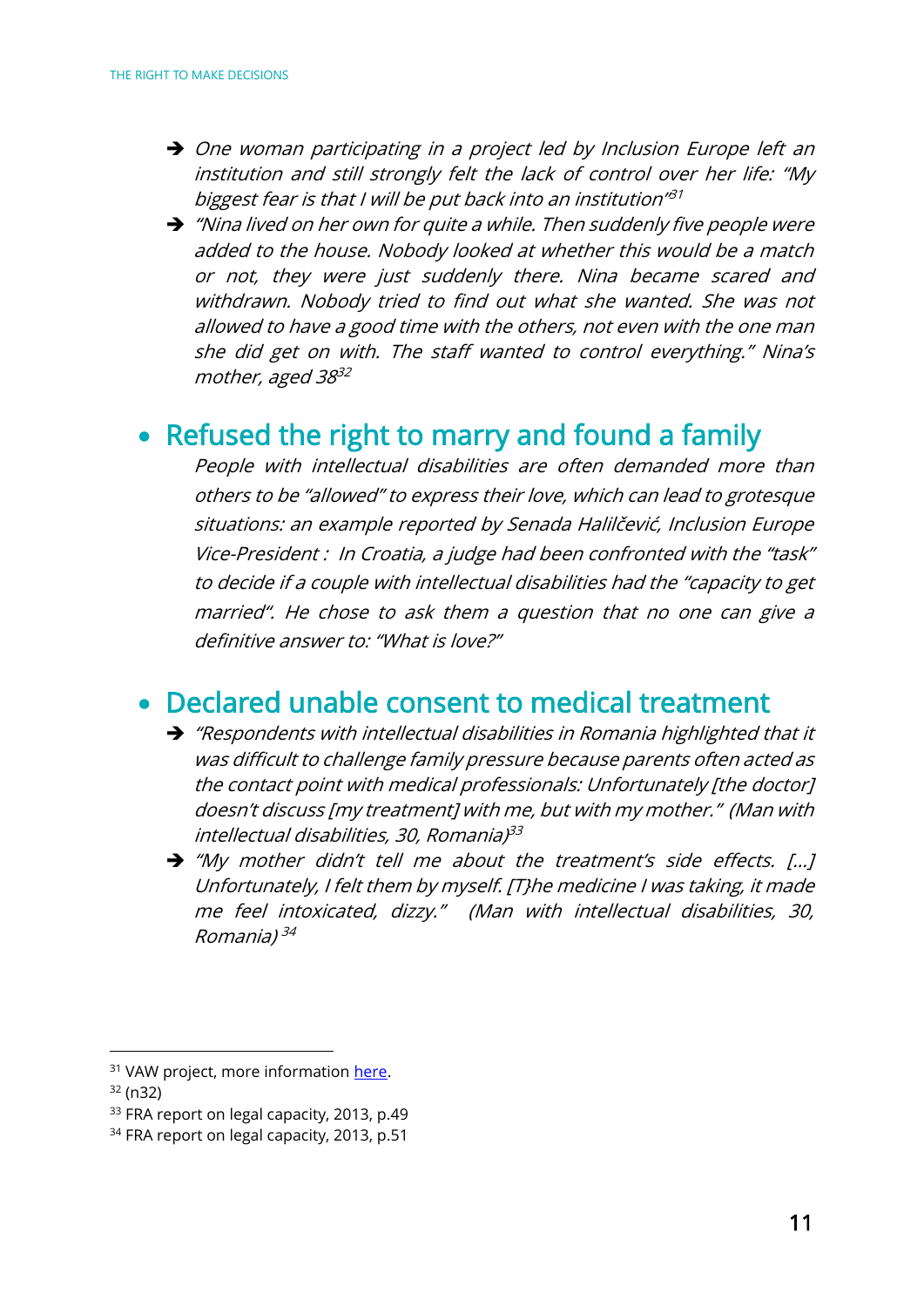- ➔ *One woman participating in a project led by Inclusion Europe left an institution and still strongly felt the lack of control over her life: "My biggest fear is that I will be put back into an institution"*[31]
- ➔ *"Nina lived on her own for quite a while. Then suddenly five people were added to the house. Nobody looked at whether this would be a match or not, they were just suddenly there. Nina became scared and withdrawn. Nobody tried to find out what she wanted. She was not allowed to have a good time with the others, not even with the one man she did get on with. The staff wanted to control everything." Nina's mother, aged 38*[32]

## • Refused the right to marry and found a family

*People with intellectual disabilities are often demanded more than others to be "allowed" to express their love, which can lead to grotesque situations: an example reported by Senada Halilčević, Inclusion Europe Vice-President : In Croatia, a judge had been confronted with the "task" to decide if a couple with intellectual disabilities had the "capacity to get married". He chose to ask them a question that no one can give a definitive answer to: "What is love?"*

## • Declared unable consent to medical treatment

- ➔ *"Respondents with intellectual disabilities in Romania highlighted that it was difficult to challenge family pressure because parents often acted as the contact point with medical professionals: Unfortunately [the doctor] doesn't discuss [my treatment] with me, but with my mother." (Man with intellectual disabilities, 30, Romania)*[33]
- ➔ *"My mother didn't tell me about the treatment's side effects. […] Unfortunately, I felt them by myself. [T}he medicine I was taking, it made me feel intoxicated, dizzy." (Man with intellectual disabilities, 30, Romania)* [34]

---

[31] VAW project, more information here.

[32] (n32)

[33] FRA report on legal capacity, 2013, p.49

[34] FRA report on legal capacity, 2013, p.51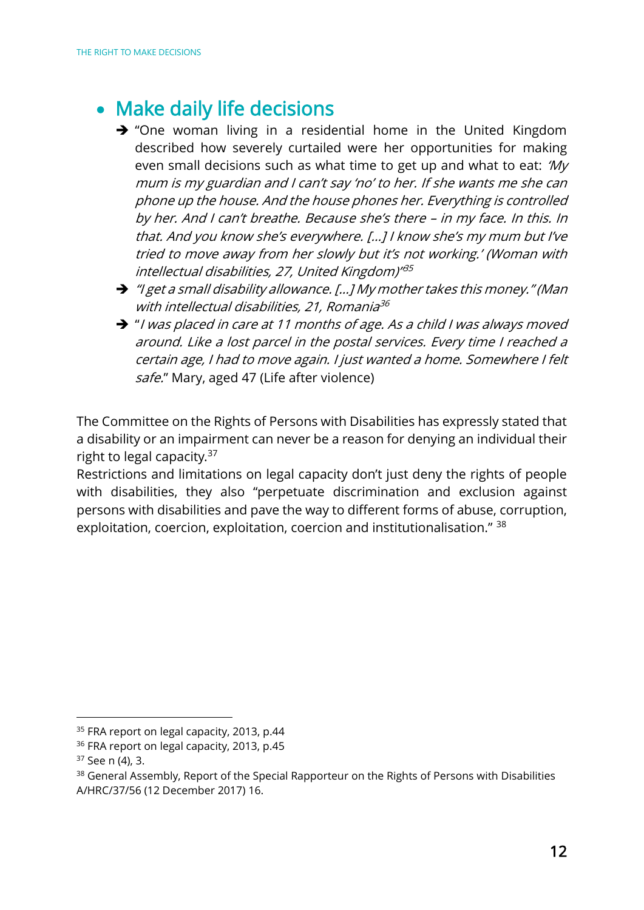- ## Make daily life decisions
  - ➔ "One woman living in a residential home in the United Kingdom described how severely curtailed were her opportunities for making even small decisions such as what time to get up and what to eat: *'My mum is my guardian and I can't say 'no' to her. If she wants me she can phone up the house. And the house phones her. Everything is controlled by her. And I can't breathe. Because she's there – in my face. In this. In that. And you know she's everywhere. […] I know she's my mum but I've tried to move away from her slowly but it's not working.' (Woman with intellectual disabilities, 27, United Kingdom)"*[35]
  - ➔ *"I get a small disability allowance. […] My mother takes this money." (Man with intellectual disabilities, 21, Romania*[36]
  - ➔ "*I was placed in care at 11 months of age. As a child I was always moved around. Like a lost parcel in the postal services. Every time I reached a certain age, I had to move again. I just wanted a home. Somewhere I felt safe*." Mary, aged 47 (Life after violence)

The Committee on the Rights of Persons with Disabilities has expressly stated that a disability or an impairment can never be a reason for denying an individual their right to legal capacity.[37]

Restrictions and limitations on legal capacity don't just deny the rights of people with disabilities, they also "perpetuate discrimination and exclusion against persons with disabilities and pave the way to different forms of abuse, corruption, exploitation, coercion, exploitation, coercion and institutionalisation." [38]

---

[35] FRA report on legal capacity, 2013, p.44

[36] FRA report on legal capacity, 2013, p.45

[37] See n (4), 3.

[38] General Assembly, Report of the Special Rapporteur on the Rights of Persons with Disabilities A/HRC/37/56 (12 December 2017) 16.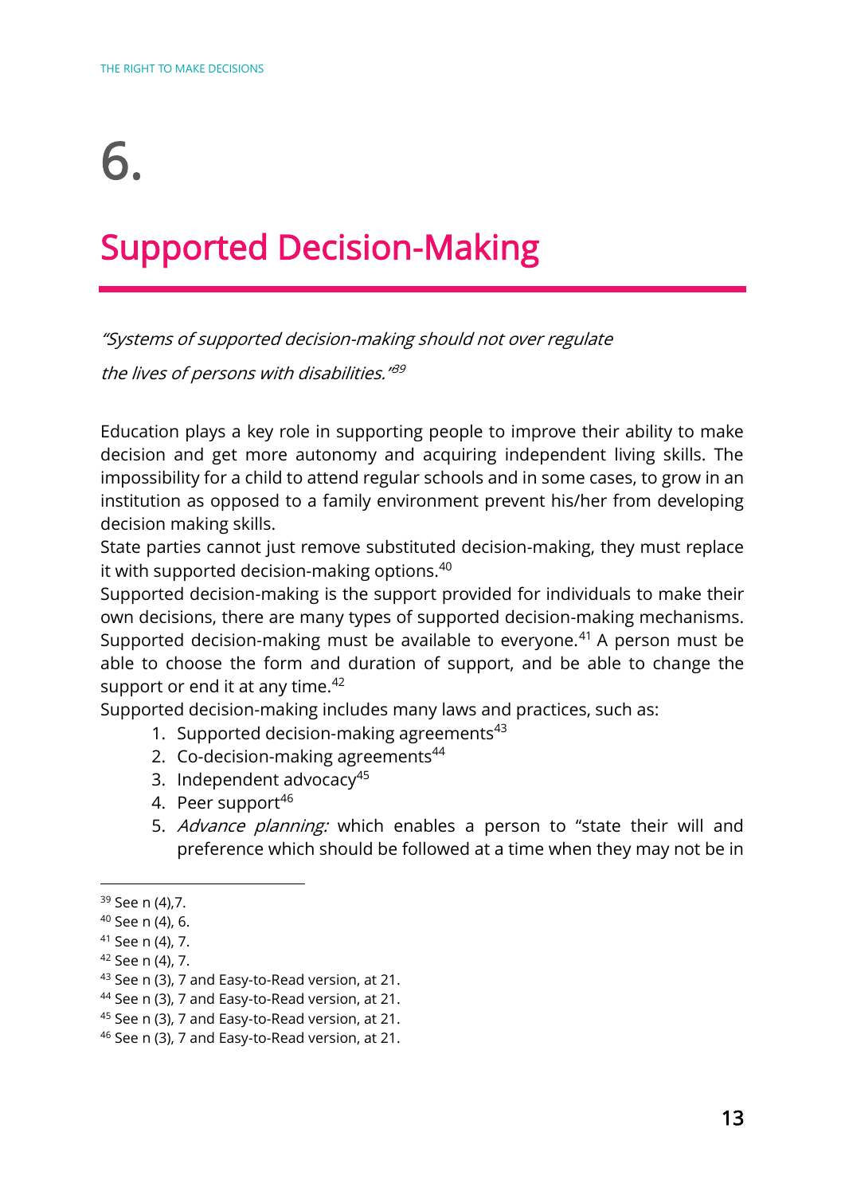# 6.

# Supported Decision-Making

*"Systems of supported decision-making should not over regulate the lives of persons with disabilities."*[39]

Education plays a key role in supporting people to improve their ability to make decision and get more autonomy and acquiring independent living skills. The impossibility for a child to attend regular schools and in some cases, to grow in an institution as opposed to a family environment prevent his/her from developing decision making skills.

State parties cannot just remove substituted decision-making, they must replace it with supported decision-making options.[40]

Supported decision-making is the support provided for individuals to make their own decisions, there are many types of supported decision-making mechanisms. Supported decision-making must be available to everyone.[41] A person must be able to choose the form and duration of support, and be able to change the support or end it at any time.[42]

Supported decision-making includes many laws and practices, such as:

1. Supported decision-making agreements[43]
2. Co-decision-making agreements[44]
3. Independent advocacy[45]
4. Peer support[46]
5. *Advance planning:* which enables a person to "state their will and preference which should be followed at a time when they may not be in

---

[39] See n (4),7.
[40] See n (4), 6.
[41] See n (4), 7.
[42] See n (4), 7.
[43] See n (3), 7 and Easy-to-Read version, at 21.
[44] See n (3), 7 and Easy-to-Read version, at 21.
[45] See n (3), 7 and Easy-to-Read version, at 21.
[46] See n (3), 7 and Easy-to-Read version, at 21.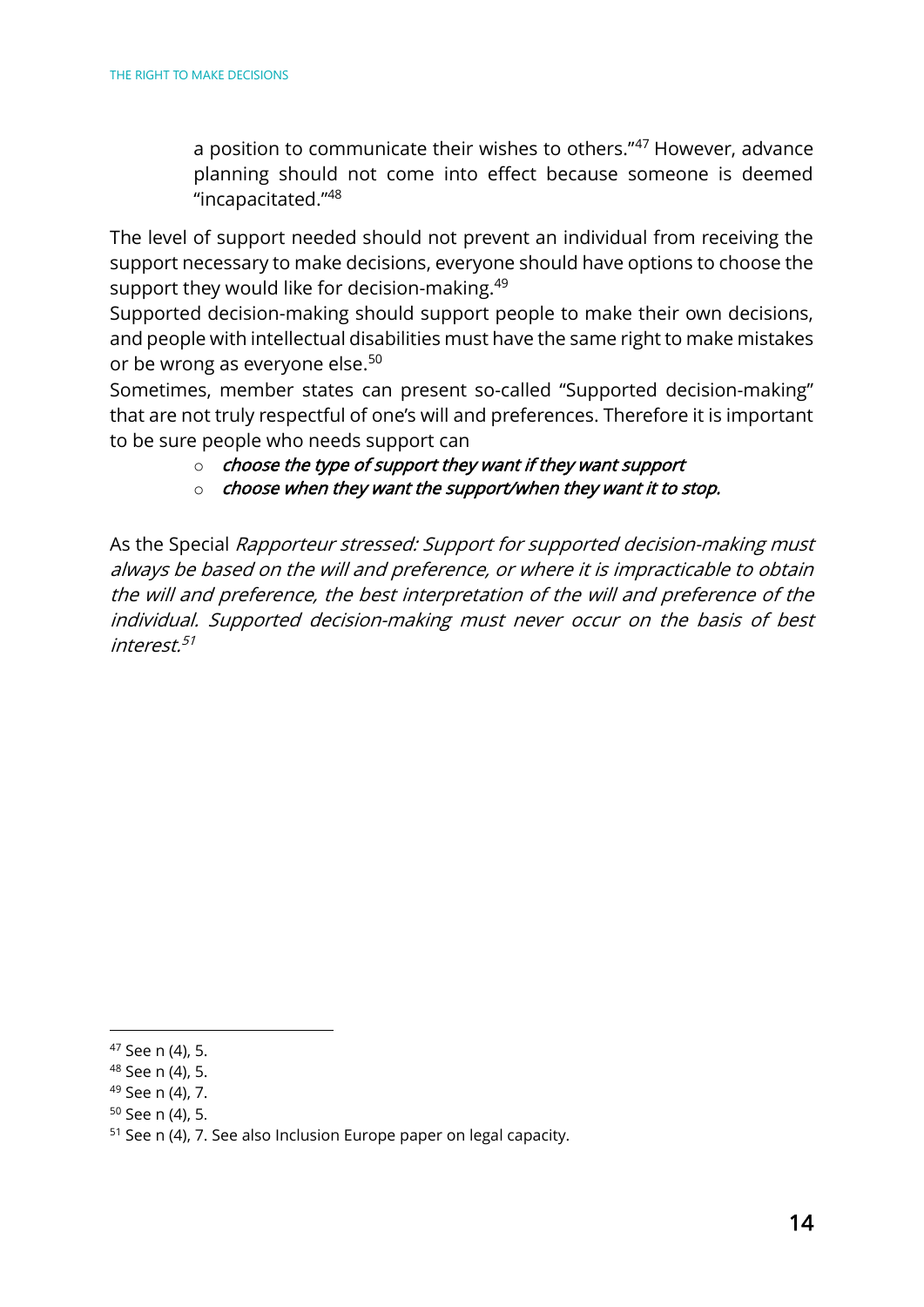a position to communicate their wishes to others."[47] However, advance planning should not come into effect because someone is deemed "incapacitated."[48]

The level of support needed should not prevent an individual from receiving the support necessary to make decisions, everyone should have options to choose the support they would like for decision-making.[49]

Supported decision-making should support people to make their own decisions, and people with intellectual disabilities must have the same right to make mistakes or be wrong as everyone else.[50]

Sometimes, member states can present so-called "Supported decision-making" that are not truly respectful of one's will and preferences. Therefore it is important to be sure people who needs support can

- *choose the type of support they want if they want support*
- *choose when they want the support/when they want it to stop.*

As the Special *Rapporteur stressed: Support for supported decision-making must always be based on the will and preference, or where it is impracticable to obtain the will and preference, the best interpretation of the will and preference of the individual. Supported decision-making must never occur on the basis of best interest.*[51]

---

[47] See n (4), 5.

[48] See n (4), 5.

[49] See n (4), 7.

[50] See n (4), 5.

[51] See n (4), 7. See also Inclusion Europe paper on legal capacity.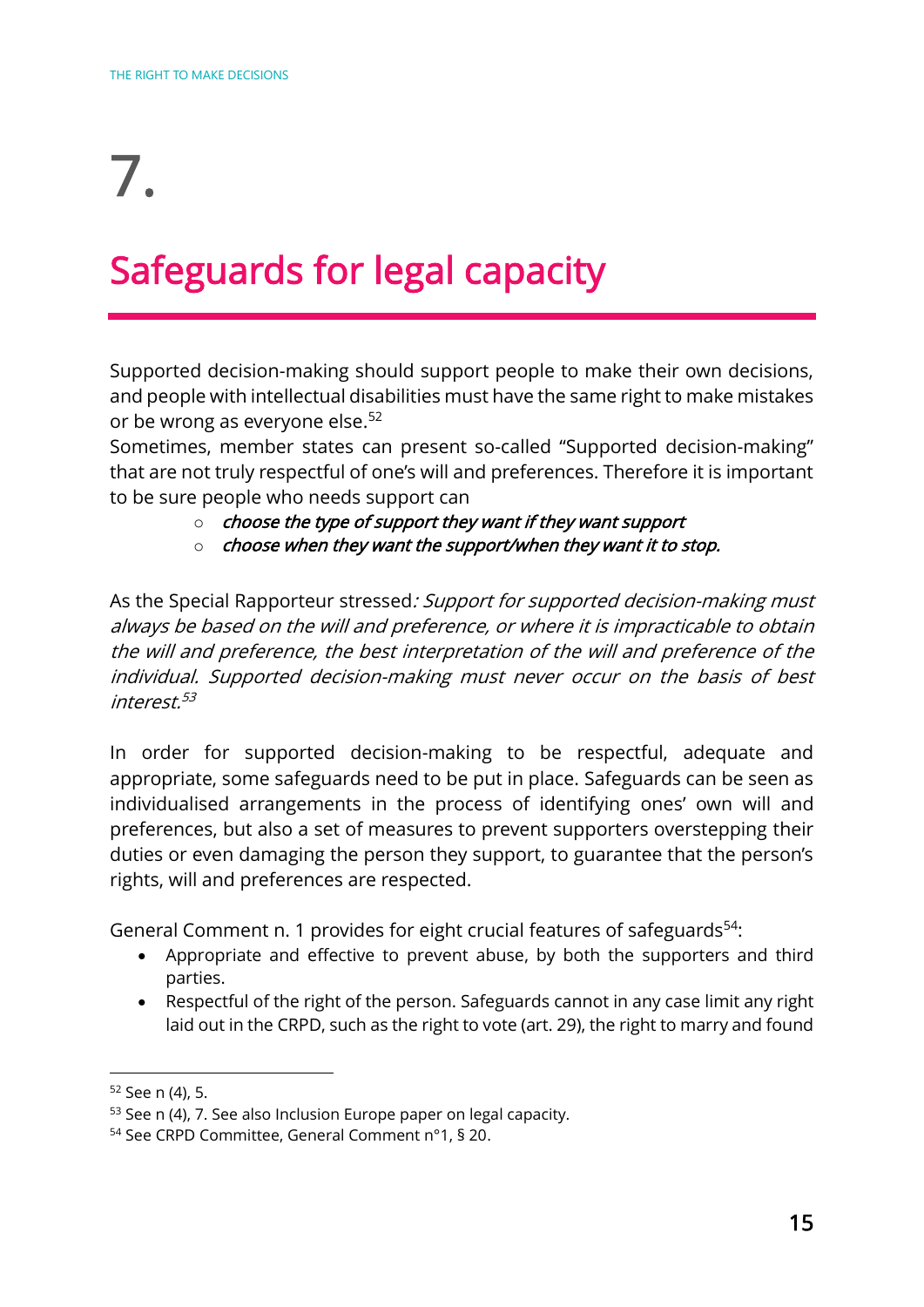# 7.

# Safeguards for legal capacity

Supported decision-making should support people to make their own decisions, and people with intellectual disabilities must have the same right to make mistakes or be wrong as everyone else.[52]

Sometimes, member states can present so-called "Supported decision-making" that are not truly respectful of one's will and preferences. Therefore it is important to be sure people who needs support can

- ***choose the type of support they want if they want support***
- ***choose when they want the support/when they want it to stop.***

As the Special Rapporteur stressed*: Support for supported decision-making must always be based on the will and preference, or where it is impracticable to obtain the will and preference, the best interpretation of the will and preference of the individual. Supported decision-making must never occur on the basis of best interest.*[53]

In order for supported decision-making to be respectful, adequate and appropriate, some safeguards need to be put in place. Safeguards can be seen as individualised arrangements in the process of identifying ones' own will and preferences, but also a set of measures to prevent supporters overstepping their duties or even damaging the person they support, to guarantee that the person's rights, will and preferences are respected.

General Comment n. 1 provides for eight crucial features of safeguards[54]:

- Appropriate and effective to prevent abuse, by both the supporters and third parties.
- Respectful of the right of the person. Safeguards cannot in any case limit any right laid out in the CRPD, such as the right to vote (art. 29), the right to marry and found

[52] See n (4), 5.

[53] See n (4), 7. See also Inclusion Europe paper on legal capacity.

[54] See CRPD Committee, General Comment n°1, § 20.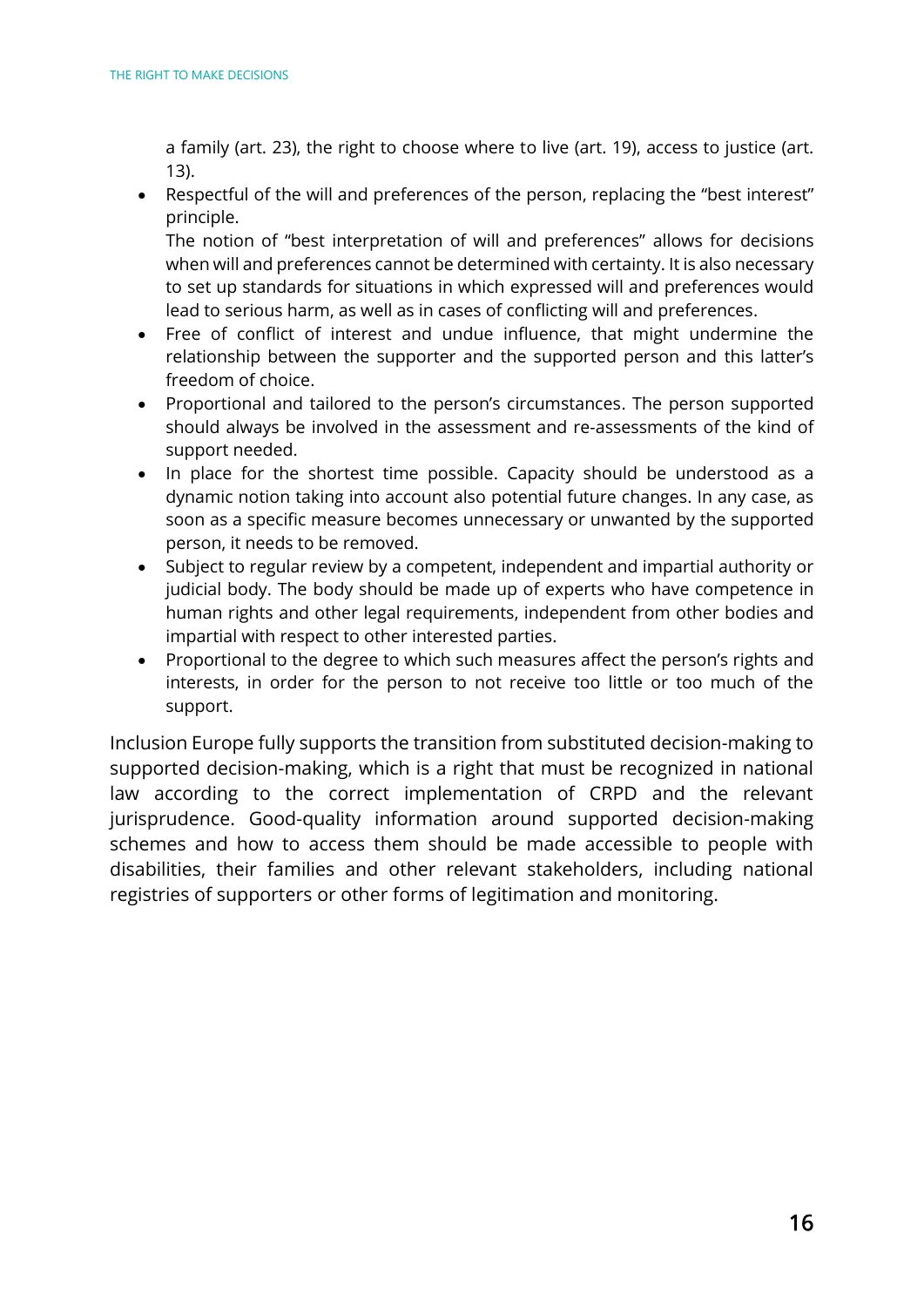a family (art. 23), the right to choose where to live (art. 19), access to justice (art. 13).

- Respectful of the will and preferences of the person, replacing the "best interest" principle.
  The notion of "best interpretation of will and preferences" allows for decisions when will and preferences cannot be determined with certainty. It is also necessary to set up standards for situations in which expressed will and preferences would lead to serious harm, as well as in cases of conflicting will and preferences.
- Free of conflict of interest and undue influence, that might undermine the relationship between the supporter and the supported person and this latter's freedom of choice.
- Proportional and tailored to the person's circumstances. The person supported should always be involved in the assessment and re-assessments of the kind of support needed.
- In place for the shortest time possible. Capacity should be understood as a dynamic notion taking into account also potential future changes. In any case, as soon as a specific measure becomes unnecessary or unwanted by the supported person, it needs to be removed.
- Subject to regular review by a competent, independent and impartial authority or judicial body. The body should be made up of experts who have competence in human rights and other legal requirements, independent from other bodies and impartial with respect to other interested parties.
- Proportional to the degree to which such measures affect the person's rights and interests, in order for the person to not receive too little or too much of the support.

Inclusion Europe fully supports the transition from substituted decision-making to supported decision-making, which is a right that must be recognized in national law according to the correct implementation of CRPD and the relevant jurisprudence. Good-quality information around supported decision-making schemes and how to access them should be made accessible to people with disabilities, their families and other relevant stakeholders, including national registries of supporters or other forms of legitimation and monitoring.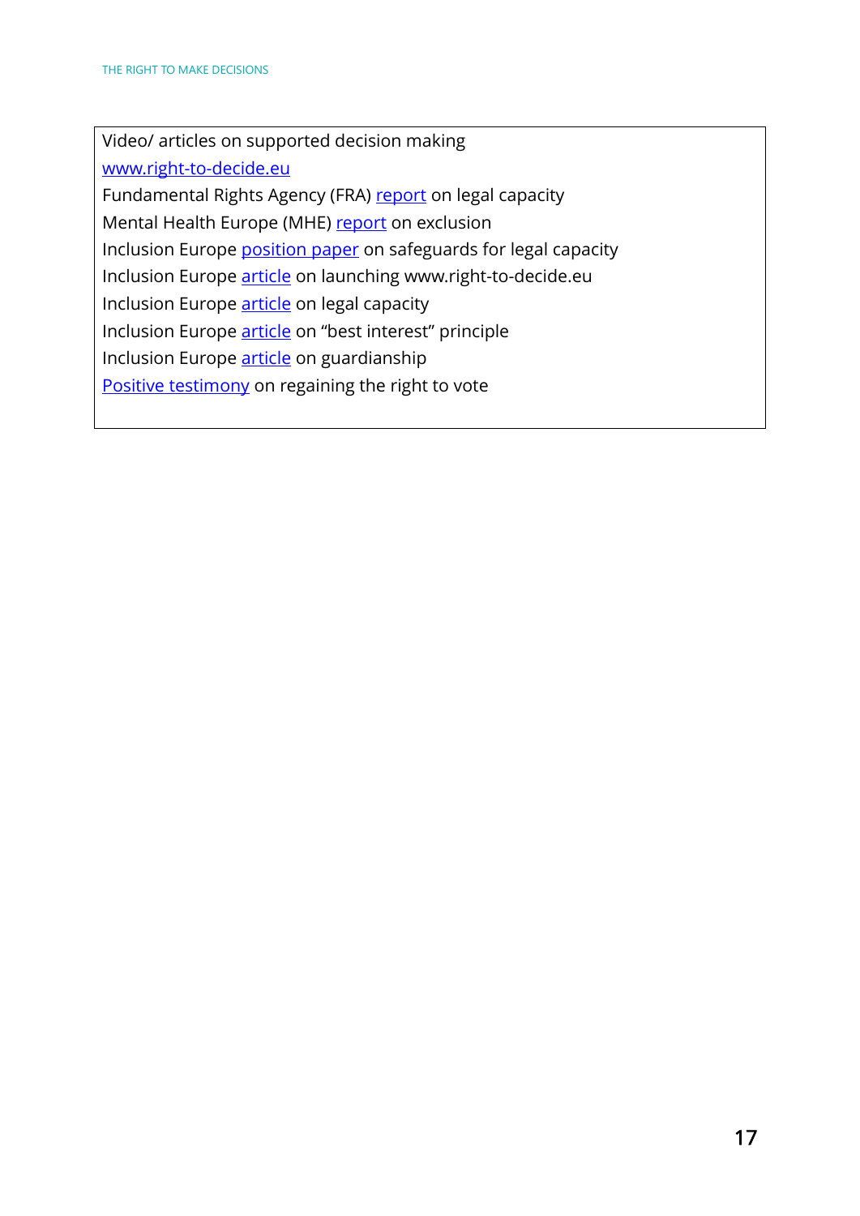Video/ articles on supported decision making

www.right-to-decide.eu

Fundamental Rights Agency (FRA) report on legal capacity

Mental Health Europe (MHE) report on exclusion

Inclusion Europe position paper on safeguards for legal capacity

Inclusion Europe article on launching www.right-to-decide.eu

Inclusion Europe article on legal capacity

Inclusion Europe article on “best interest” principle

Inclusion Europe article on guardianship

Positive testimony on regaining the right to vote